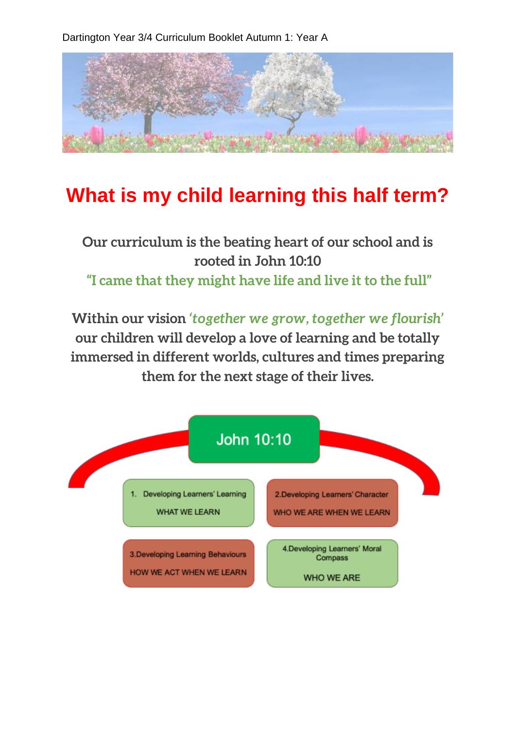Dartington Year 3/4 Curriculum Booklet Autumn 1: Year A

# What is my child learning this half term?

**Our curriculum is the beating heart of our school and is rooted in John 10:10**
**"I came that they might have life and live it to the full"**

**Within our vision *'together we grow, together we flourish'* our children will develop a love of learning and be totally immersed in different worlds, cultures and times preparing them for the next stage of their lives.**

John 10:10

1. Developing Learners' Learning
   WHAT WE LEARN

2. Developing Learners' Character
   WHO WE ARE WHEN WE LEARN

3. Developing Learning Behaviours
   HOW WE ACT WHEN WE LEARN

4. Developing Learners' Moral Compass
   WHO WE ARE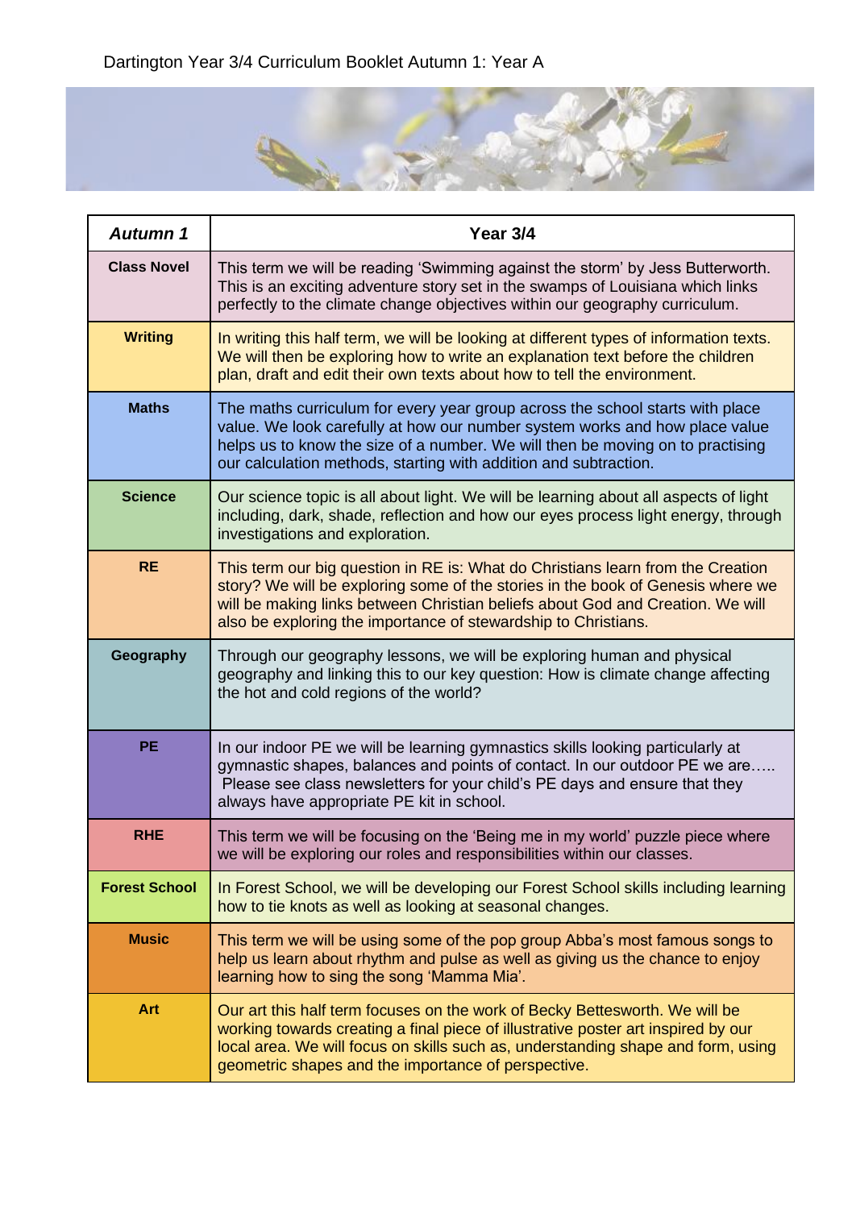Dartington Year 3/4 Curriculum Booklet Autumn 1: Year A

| ***Autumn 1*** | **Year 3/4** |
|---|---|
| **Class Novel** | This term we will be reading 'Swimming against the storm' by Jess Butterworth. This is an exciting adventure story set in the swamps of Louisiana which links perfectly to the climate change objectives within our geography curriculum. |
| **Writing** | In writing this half term, we will be looking at different types of information texts. We will then be exploring how to write an explanation text before the children plan, draft and edit their own texts about how to tell the environment. |
| **Maths** | The maths curriculum for every year group across the school starts with place value. We look carefully at how our number system works and how place value helps us to know the size of a number. We will then be moving on to practising our calculation methods, starting with addition and subtraction. |
| **Science** | Our science topic is all about light. We will be learning about all aspects of light including, dark, shade, reflection and how our eyes process light energy, through investigations and exploration. |
| **RE** | This term our big question in RE is: What do Christians learn from the Creation story? We will be exploring some of the stories in the book of Genesis where we will be making links between Christian beliefs about God and Creation. We will also be exploring the importance of stewardship to Christians. |
| **Geography** | Through our geography lessons, we will be exploring human and physical geography and linking this to our key question: How is climate change affecting the hot and cold regions of the world? |
| **PE** | In our indoor PE we will be learning gymnastics skills looking particularly at gymnastic shapes, balances and points of contact. In our outdoor PE we are….. Please see class newsletters for your child's PE days and ensure that they always have appropriate PE kit in school. |
| **RHE** | This term we will be focusing on the 'Being me in my world' puzzle piece where we will be exploring our roles and responsibilities within our classes. |
| **Forest School** | In Forest School, we will be developing our Forest School skills including learning how to tie knots as well as looking at seasonal changes. |
| **Music** | This term we will be using some of the pop group Abba's most famous songs to help us learn about rhythm and pulse as well as giving us the chance to enjoy learning how to sing the song 'Mamma Mia'. |
| **Art** | Our art this half term focuses on the work of Becky Bettesworth. We will be working towards creating a final piece of illustrative poster art inspired by our local area. We will focus on skills such as, understanding shape and form, using geometric shapes and the importance of perspective. |